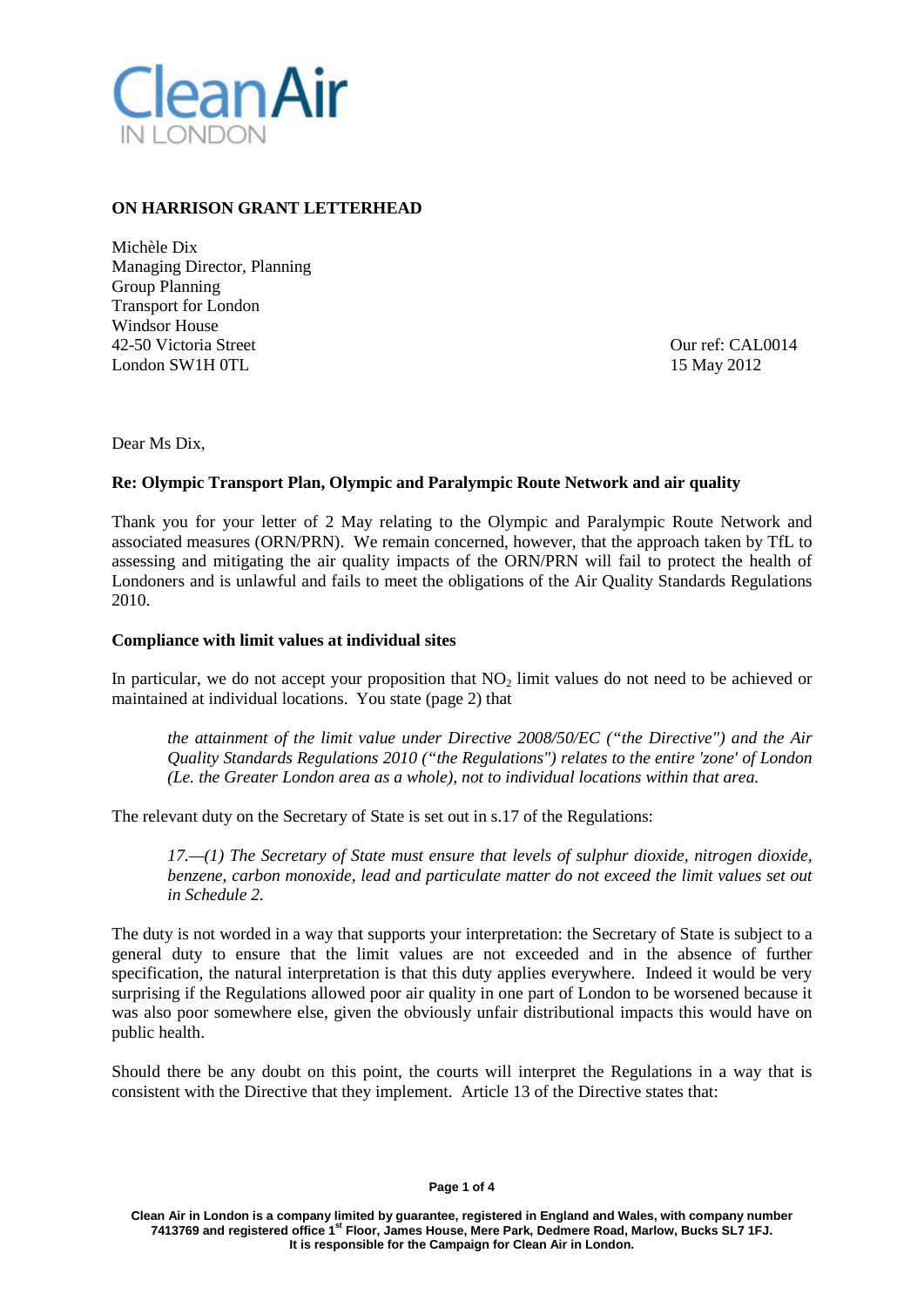**ON HARRISON GRANT LETTERHEAD**

Michèle Dix
Managing Director, Planning
Group Planning
Transport for London
Windsor House
42-50 Victoria Street
London SW1H 0TL

Our ref: CAL0014
15 May 2012

Dear Ms Dix,

**Re: Olympic Transport Plan, Olympic and Paralympic Route Network and air quality**

Thank you for your letter of 2 May relating to the Olympic and Paralympic Route Network and associated measures (ORN/PRN). We remain concerned, however, that the approach taken by TfL to assessing and mitigating the air quality impacts of the ORN/PRN will fail to protect the health of Londoners and is unlawful and fails to meet the obligations of the Air Quality Standards Regulations 2010.

**Compliance with limit values at individual sites**

In particular, we do not accept your proposition that $NO_2$ limit values do not need to be achieved or maintained at individual locations. You state (page 2) that

> *the attainment of the limit value under Directive 2008/50/EC ("the Directive") and the Air Quality Standards Regulations 2010 ("the Regulations") relates to the entire 'zone' of London (Le. the Greater London area as a whole), not to individual locations within that area.*

The relevant duty on the Secretary of State is set out in s.17 of the Regulations:

> *17.—(1) The Secretary of State must ensure that levels of sulphur dioxide, nitrogen dioxide, benzene, carbon monoxide, lead and particulate matter do not exceed the limit values set out in Schedule 2.*

The duty is not worded in a way that supports your interpretation: the Secretary of State is subject to a general duty to ensure that the limit values are not exceeded and in the absence of further specification, the natural interpretation is that this duty applies everywhere. Indeed it would be very surprising if the Regulations allowed poor air quality in one part of London to be worsened because it was also poor somewhere else, given the obviously unfair distributional impacts this would have on public health.

Should there be any doubt on this point, the courts will interpret the Regulations in a way that is consistent with the Directive that they implement. Article 13 of the Directive states that: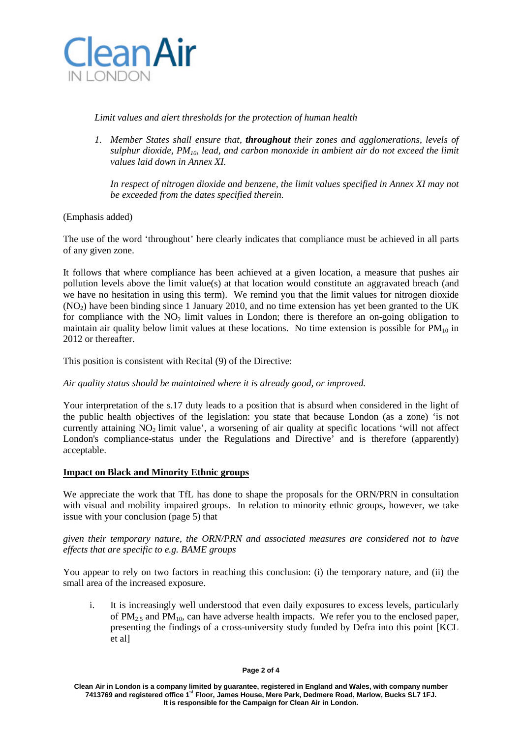*Limit values and alert thresholds for the protection of human health*

1. *Member States shall ensure that, **throughout** their zones and agglomerations, levels of sulphur dioxide, $PM_{10}$, lead, and carbon monoxide in ambient air do not exceed the limit values laid down in Annex XI.*

   *In respect of nitrogen dioxide and benzene, the limit values specified in Annex XI may not be exceeded from the dates specified therein.*

(Emphasis added)

The use of the word 'throughout' here clearly indicates that compliance must be achieved in all parts of any given zone.

It follows that where compliance has been achieved at a given location, a measure that pushes air pollution levels above the limit value(s) at that location would constitute an aggravated breach (and we have no hesitation in using this term). We remind you that the limit values for nitrogen dioxide ($NO_2$) have been binding since 1 January 2010, and no time extension has yet been granted to the UK for compliance with the $NO_2$ limit values in London; there is therefore an on-going obligation to maintain air quality below limit values at these locations. No time extension is possible for $PM_{10}$ in 2012 or thereafter.

This position is consistent with Recital (9) of the Directive:

*Air quality status should be maintained where it is already good, or improved.*

Your interpretation of the s.17 duty leads to a position that is absurd when considered in the light of the public health objectives of the legislation: you state that because London (as a zone) 'is not currently attaining $NO_2$ limit value', a worsening of air quality at specific locations 'will not affect London's compliance-status under the Regulations and Directive' and is therefore (apparently) acceptable.

## Impact on Black and Minority Ethnic groups

We appreciate the work that TfL has done to shape the proposals for the ORN/PRN in consultation with visual and mobility impaired groups. In relation to minority ethnic groups, however, we take issue with your conclusion (page 5) that

*given their temporary nature, the ORN/PRN and associated measures are considered not to have effects that are specific to e.g. BAME groups*

You appear to rely on two factors in reaching this conclusion: (i) the temporary nature, and (ii) the small area of the increased exposure.

i. It is increasingly well understood that even daily exposures to excess levels, particularly of $PM_{2.5}$ and $PM_{10}$, can have adverse health impacts. We refer you to the enclosed paper, presenting the findings of a cross-university study funded by Defra into this point [KCL et al]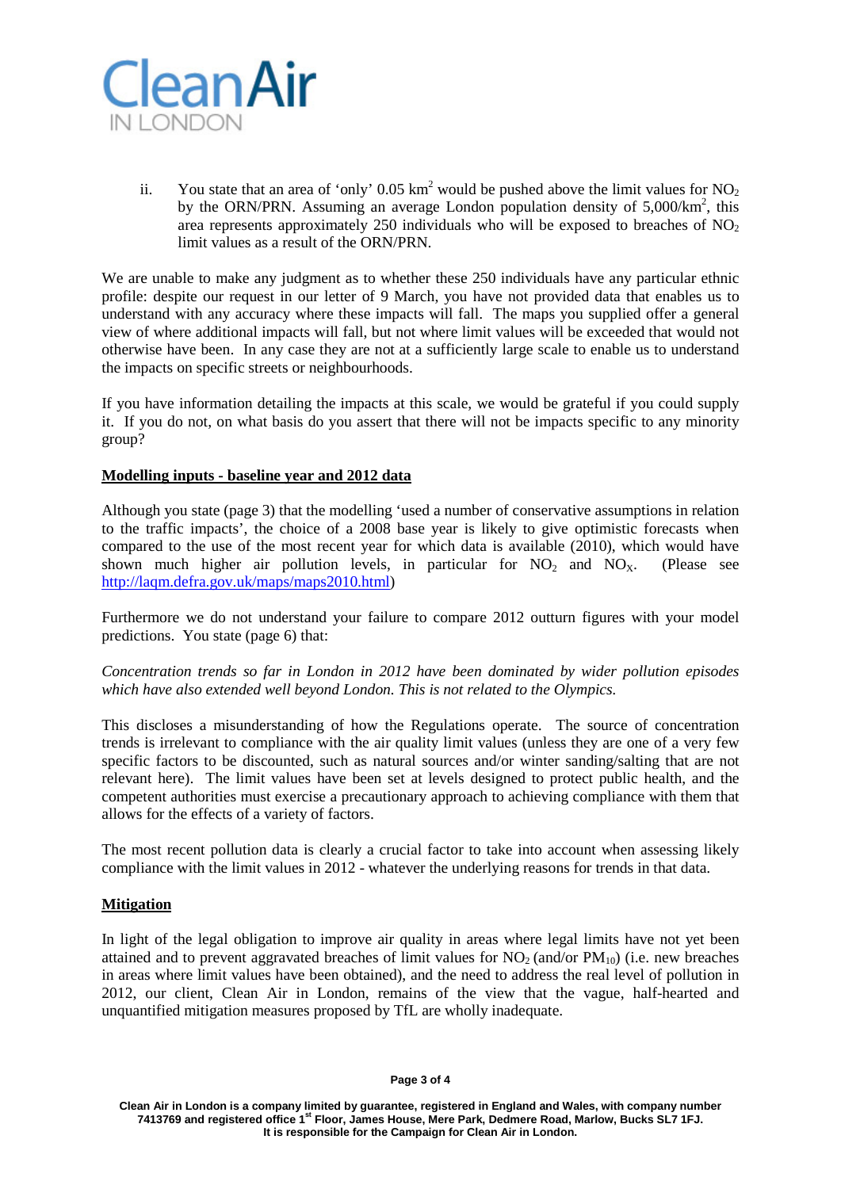ii. You state that an area of 'only' 0.05 $km^2$ would be pushed above the limit values for $NO_2$ by the ORN/PRN. Assuming an average London population density of 5,000/$km^2$, this area represents approximately 250 individuals who will be exposed to breaches of $NO_2$ limit values as a result of the ORN/PRN.

We are unable to make any judgment as to whether these 250 individuals have any particular ethnic profile: despite our request in our letter of 9 March, you have not provided data that enables us to understand with any accuracy where these impacts will fall. The maps you supplied offer a general view of where additional impacts will fall, but not where limit values will be exceeded that would not otherwise have been. In any case they are not at a sufficiently large scale to enable us to understand the impacts on specific streets or neighbourhoods.

If you have information detailing the impacts at this scale, we would be grateful if you could supply it. If you do not, on what basis do you assert that there will not be impacts specific to any minority group?

**Modelling inputs - baseline year and 2012 data**

Although you state (page 3) that the modelling 'used a number of conservative assumptions in relation to the traffic impacts', the choice of a 2008 base year is likely to give optimistic forecasts when compared to the use of the most recent year for which data is available (2010), which would have shown much higher air pollution levels, in particular for $NO_2$ and $NO_X$. (Please see http://laqm.defra.gov.uk/maps/maps2010.html)

Furthermore we do not understand your failure to compare 2012 outturn figures with your model predictions. You state (page 6) that:

*Concentration trends so far in London in 2012 have been dominated by wider pollution episodes which have also extended well beyond London. This is not related to the Olympics.*

This discloses a misunderstanding of how the Regulations operate. The source of concentration trends is irrelevant to compliance with the air quality limit values (unless they are one of a very few specific factors to be discounted, such as natural sources and/or winter sanding/salting that are not relevant here). The limit values have been set at levels designed to protect public health, and the competent authorities must exercise a precautionary approach to achieving compliance with them that allows for the effects of a variety of factors.

The most recent pollution data is clearly a crucial factor to take into account when assessing likely compliance with the limit values in 2012 - whatever the underlying reasons for trends in that data.

**Mitigation**

In light of the legal obligation to improve air quality in areas where legal limits have not yet been attained and to prevent aggravated breaches of limit values for $NO_2$ (and/or $PM_{10}$) (i.e. new breaches in areas where limit values have been obtained), and the need to address the real level of pollution in 2012, our client, Clean Air in London, remains of the view that the vague, half-hearted and unquantified mitigation measures proposed by TfL are wholly inadequate.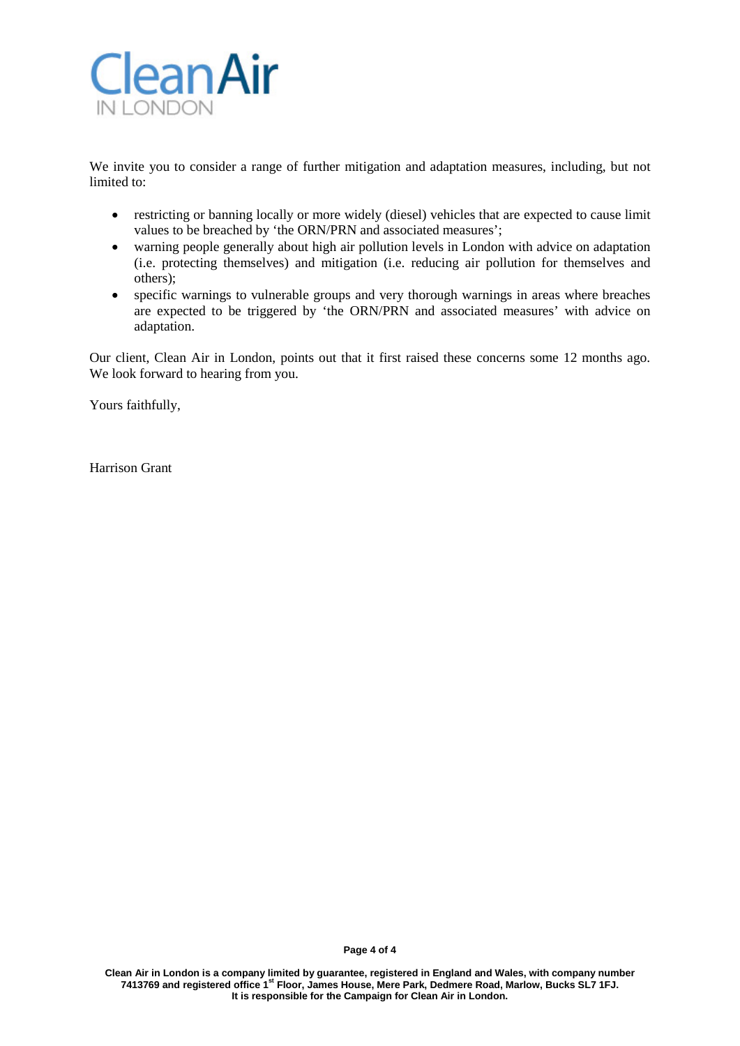We invite you to consider a range of further mitigation and adaptation measures, including, but not limited to:

- restricting or banning locally or more widely (diesel) vehicles that are expected to cause limit values to be breached by 'the ORN/PRN and associated measures';
- warning people generally about high air pollution levels in London with advice on adaptation (i.e. protecting themselves) and mitigation (i.e. reducing air pollution for themselves and others);
- specific warnings to vulnerable groups and very thorough warnings in areas where breaches are expected to be triggered by 'the ORN/PRN and associated measures' with advice on adaptation.

Our client, Clean Air in London, points out that it first raised these concerns some 12 months ago. We look forward to hearing from you.

Yours faithfully,

Harrison Grant

**Clean Air in London is a company limited by guarantee, registered in England and Wales, with company number 7413769 and registered office 1st Floor, James House, Mere Park, Dedmere Road, Marlow, Bucks SL7 1FJ. It is responsible for the Campaign for Clean Air in London.**